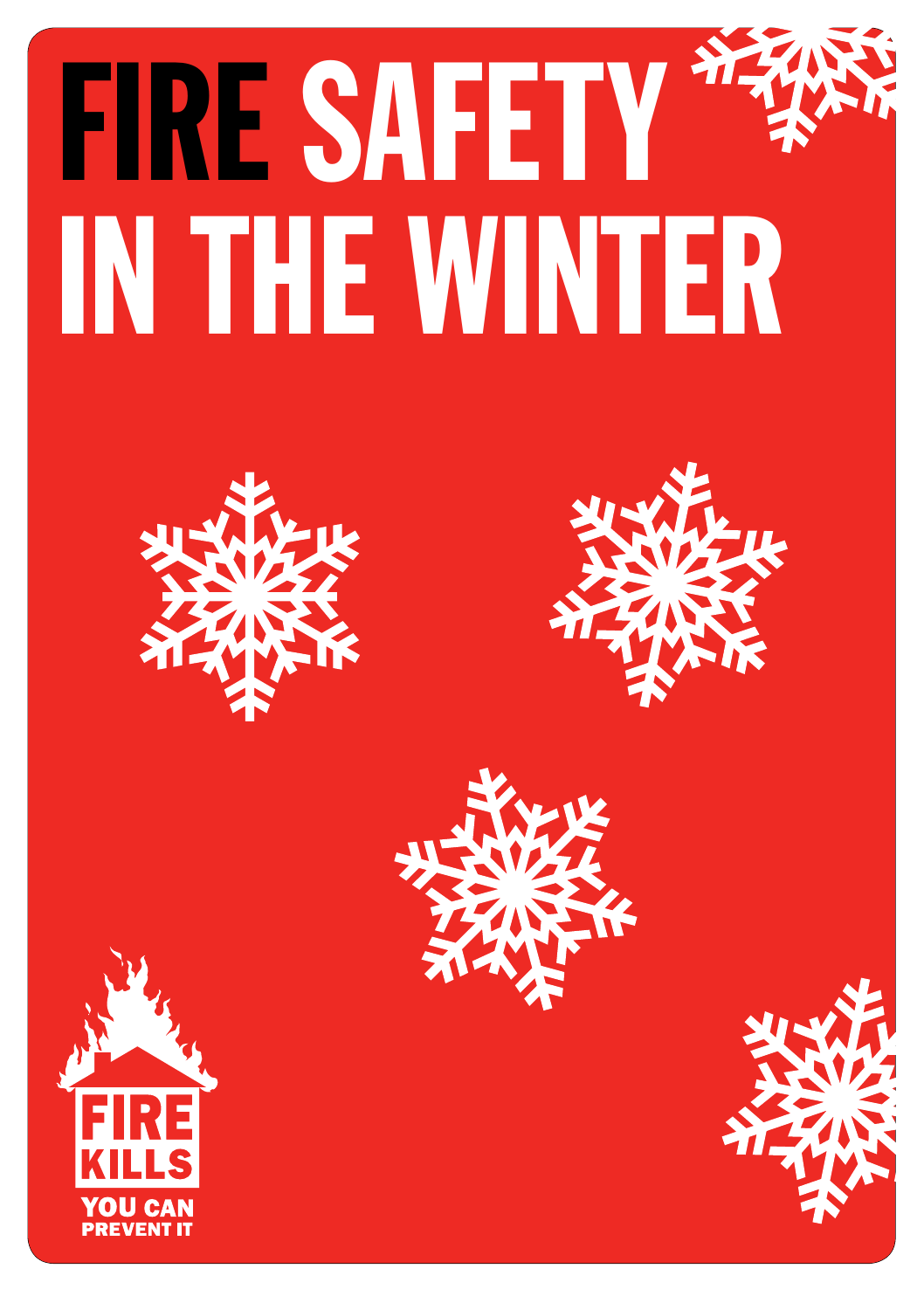# FIRE SAFETY IN THE WINTER

FIRE KILLS

YOU CAN PREVENT IT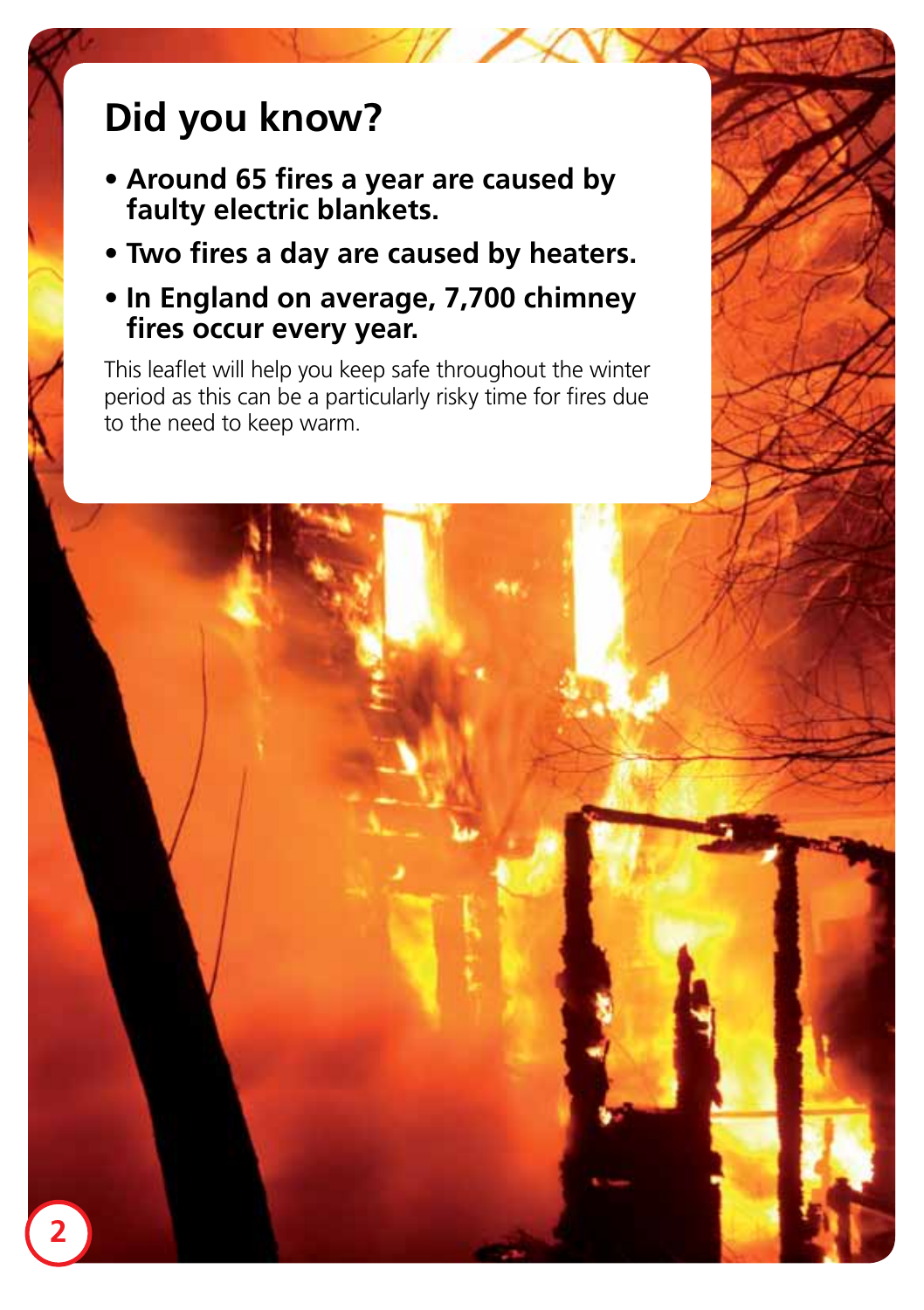## Did you know?

- **Around 65 fires a year are caused by faulty electric blankets.**
- **Two fires a day are caused by heaters.**
- **In England on average, 7,700 chimney fires occur every year.**

This leaflet will help you keep safe throughout the winter period as this can be a particularly risky time for fires due to the need to keep warm.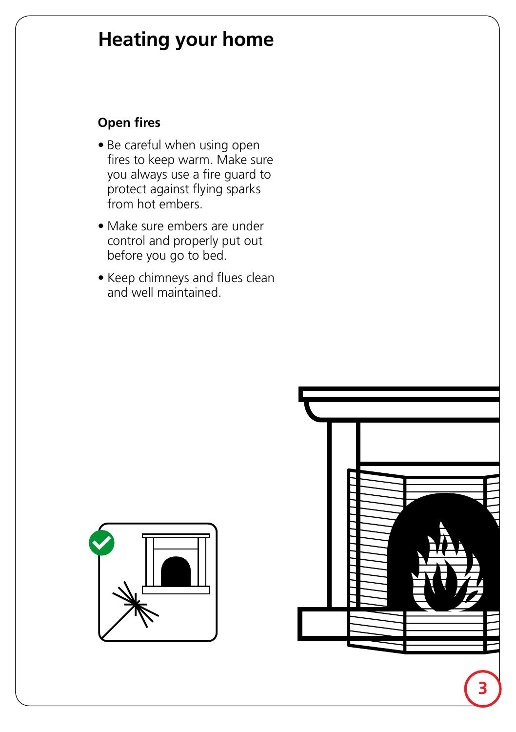# Heating your home

### Open fires

- Be careful when using open fires to keep warm. Make sure you always use a fire guard to protect against flying sparks from hot embers.
- Make sure embers are under control and properly put out before you go to bed.
- Keep chimneys and flues clean and well maintained.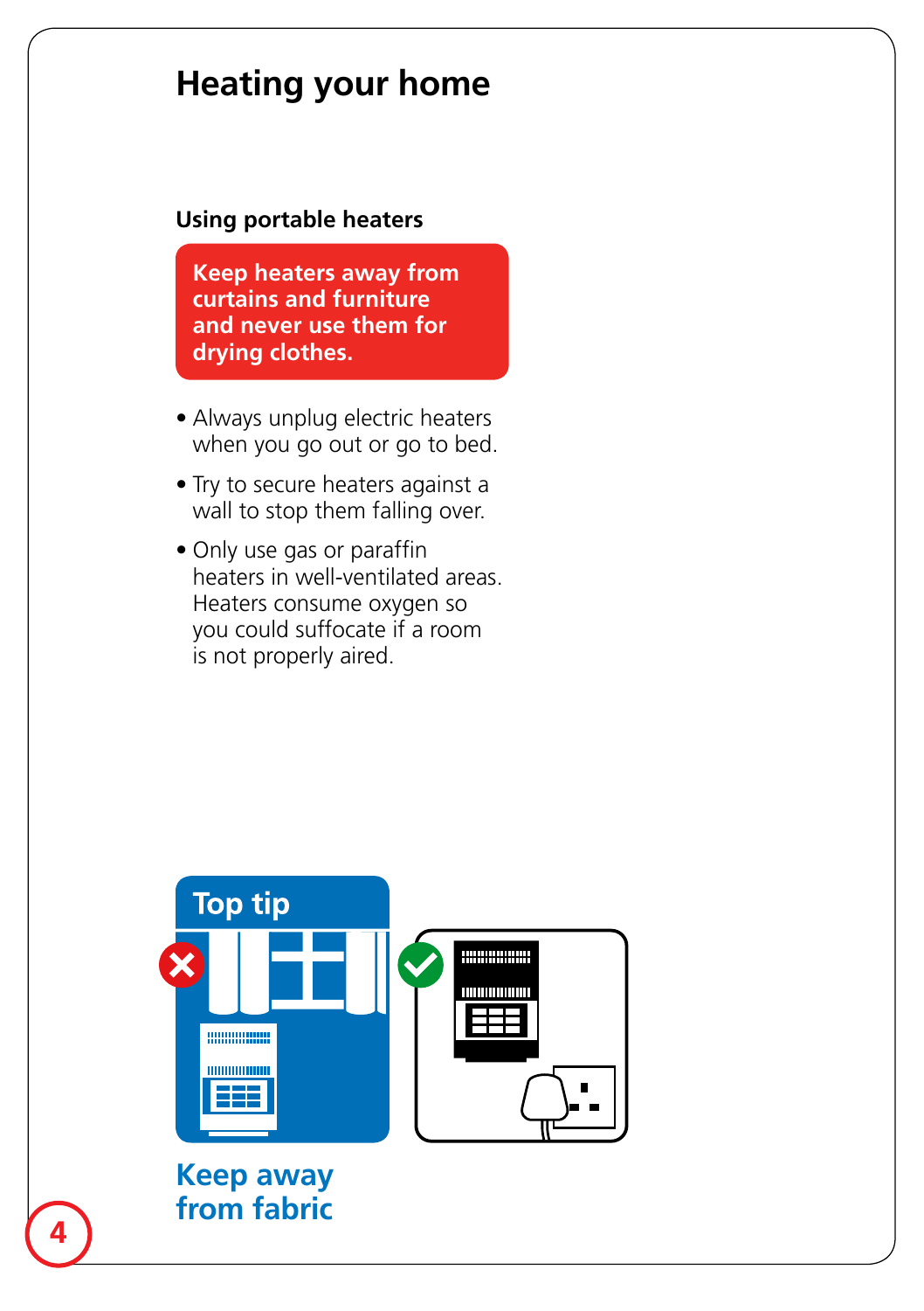# Heating your home

### Using portable heaters

**Keep heaters away from curtains and furniture and never use them for drying clothes.**

- Always unplug electric heaters when you go out or go to bed.
- Try to secure heaters against a wall to stop them falling over.
- Only use gas or paraffin heaters in well-ventilated areas. Heaters consume oxygen so you could suffocate if a room is not properly aired.

**Top tip**

**Keep away from fabric**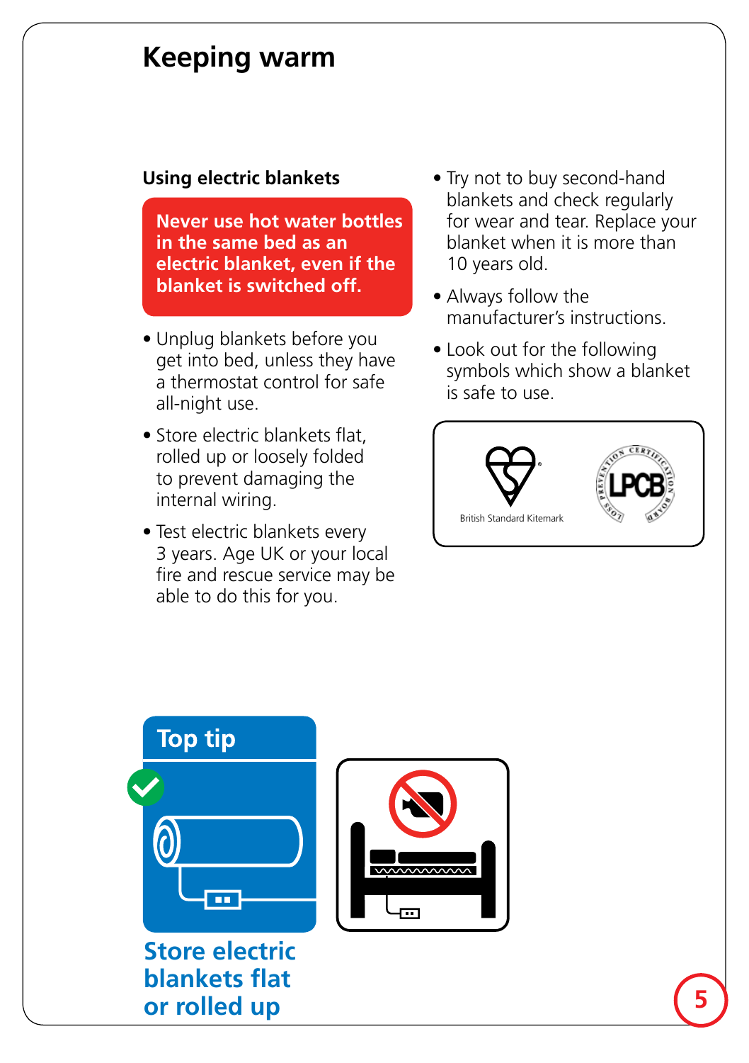# Keeping warm

## Using electric blankets

**Never use hot water bottles in the same bed as an electric blanket, even if the blanket is switched off.**

- Unplug blankets before you get into bed, unless they have a thermostat control for safe all-night use.
- Store electric blankets flat, rolled up or loosely folded to prevent damaging the internal wiring.
- Test electric blankets every 3 years. Age UK or your local fire and rescue service may be able to do this for you.
- Try not to buy second-hand blankets and check regularly for wear and tear. Replace your blanket when it is more than 10 years old.
- Always follow the manufacturer's instructions.
- Look out for the following symbols which show a blanket is safe to use.

British Standard Kitemark

LPCB

### Top tip

**Store electric blankets flat or rolled up**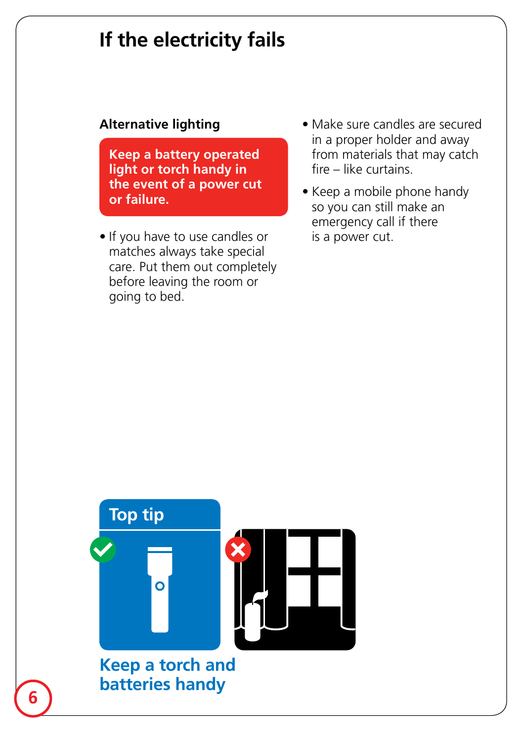# If the electricity fails

## Alternative lighting

**Keep a battery operated light or torch handy in the event of a power cut or failure.**

- If you have to use candles or matches always take special care. Put them out completely before leaving the room or going to bed.
- Make sure candles are secured in a proper holder and away from materials that may catch fire – like curtains.
- Keep a mobile phone handy so you can still make an emergency call if there is a power cut.

### Top tip

**Keep a torch and batteries handy**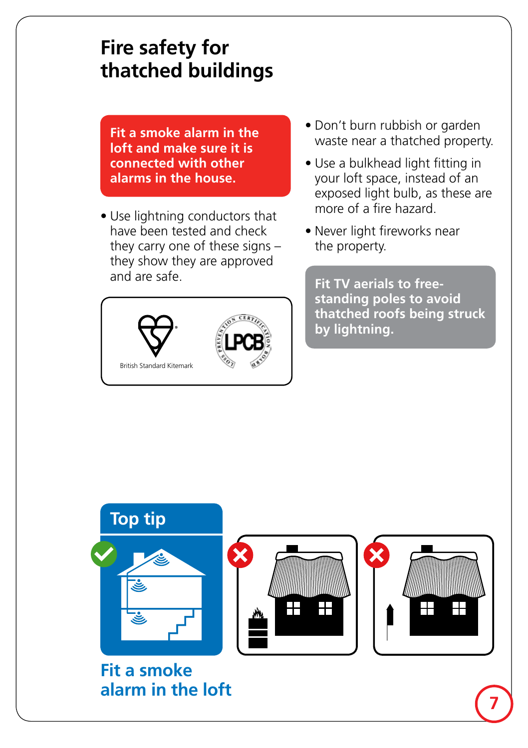# Fire safety for thatched buildings

**Fit a smoke alarm in the loft and make sure it is connected with other alarms in the house.**

- Use lightning conductors that have been tested and check they carry one of these signs – they show they are approved and are safe.

British Standard Kitemark

LPCB

- Don't burn rubbish or garden waste near a thatched property.
- Use a bulkhead light fitting in your loft space, instead of an exposed light bulb, as these are more of a fire hazard.
- Never light fireworks near the property.

**Fit TV aerials to free-standing poles to avoid thatched roofs being struck by lightning.**

## Top tip

**Fit a smoke alarm in the loft**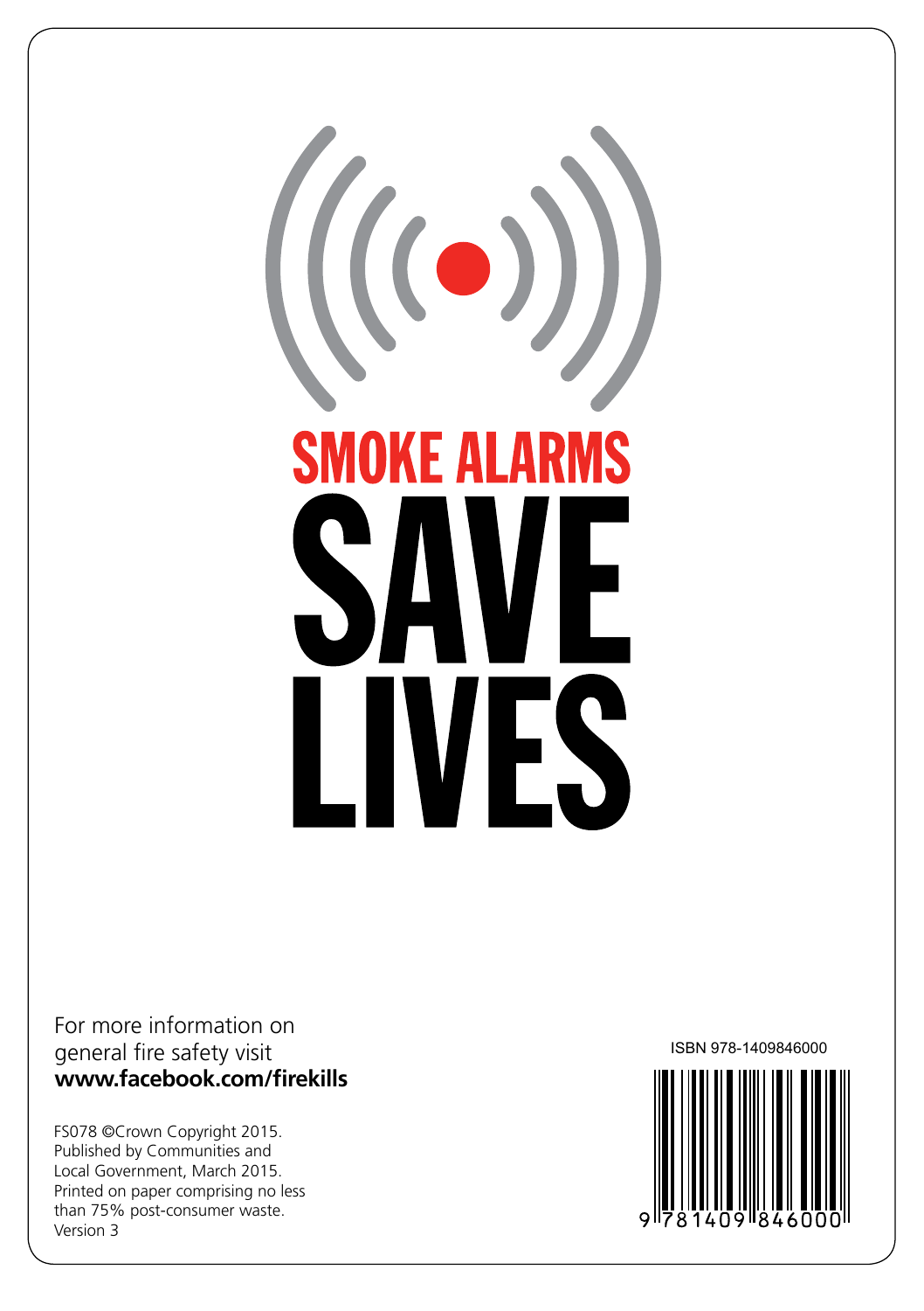# SMOKE ALARMS SAVE LIVES

For more information on general fire safety visit **www.facebook.com/firekills**

FS078 ©Crown Copyright 2015.
Published by Communities and Local Government, March 2015.
Printed on paper comprising no less than 75% post-consumer waste.
Version 3

ISBN 978-1409846000

9 781409 846000